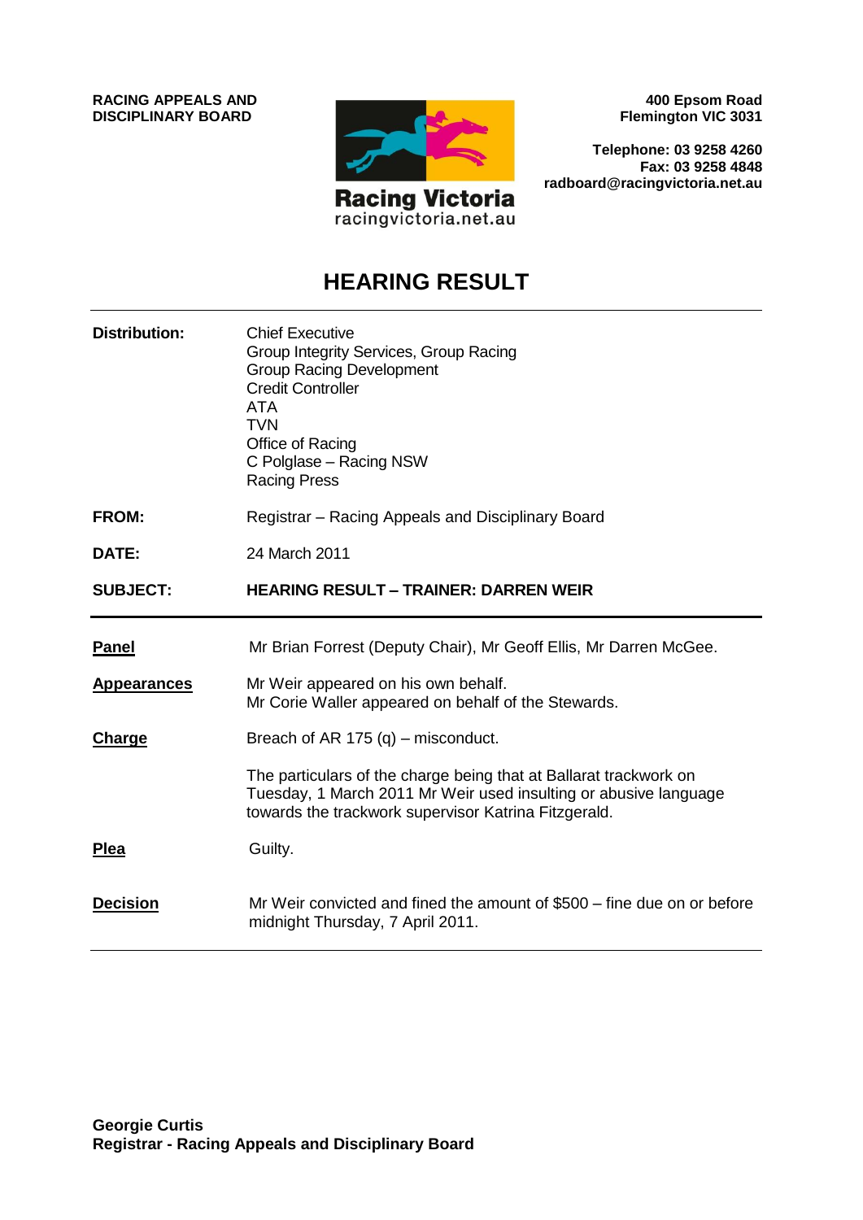**RACING APPEALS AND DISCIPLINARY BOARD**

Racing Victoria
racingvictoria.net.au

**400 Epsom Road**
**Flemington VIC 3031**

**Telephone: 03 9258 4260**
**Fax: 03 9258 4848**
**radboard@racingvictoria.net.au**

# HEARING RESULT

| | |
|---|---|
| **Distribution:** | Chief Executive<br>Group Integrity Services, Group Racing<br>Group Racing Development<br>Credit Controller<br>ATA<br>TVN<br>Office of Racing<br>C Polglase – Racing NSW<br>Racing Press |
| **FROM:** | Registrar – Racing Appeals and Disciplinary Board |
| **DATE:** | 24 March 2011 |
| **SUBJECT:** | **HEARING RESULT – TRAINER: DARREN WEIR** |

| | |
|---|---|
| **Panel** | Mr Brian Forrest (Deputy Chair), Mr Geoff Ellis, Mr Darren McGee. |
| **Appearances** | Mr Weir appeared on his own behalf.<br>Mr Corie Waller appeared on behalf of the Stewards. |
| **Charge** | Breach of AR 175 (q) – misconduct.<br><br>The particulars of the charge being that at Ballarat trackwork on Tuesday, 1 March 2011 Mr Weir used insulting or abusive language towards the trackwork supervisor Katrina Fitzgerald. |
| **Plea** | Guilty. |
| **Decision** | Mr Weir convicted and fined the amount of $500 – fine due on or before midnight Thursday, 7 April 2011. |

**Georgie Curtis**
**Registrar - Racing Appeals and Disciplinary Board**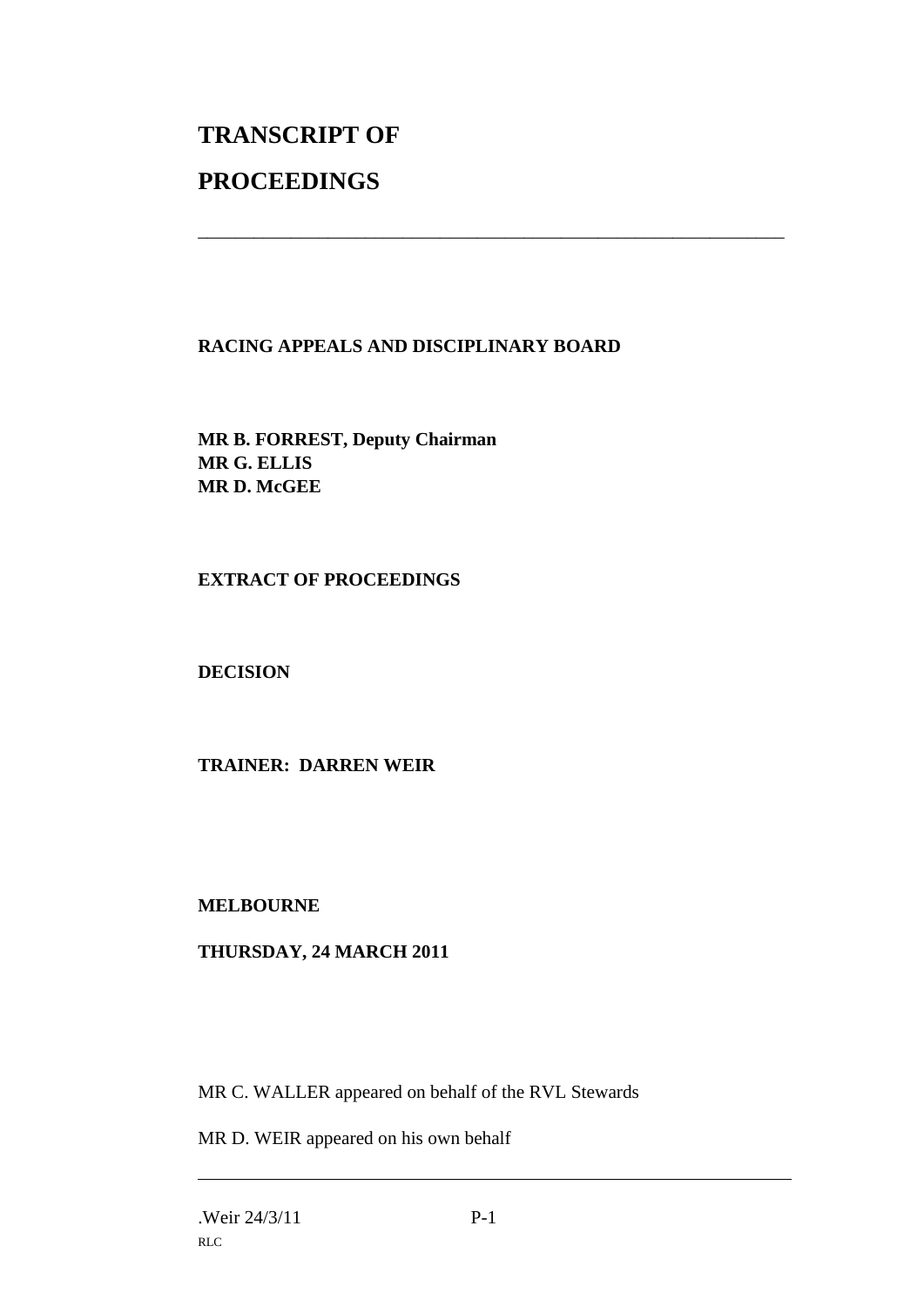# TRANSCRIPT OF

# PROCEEDINGS

---

**RACING APPEALS AND DISCIPLINARY BOARD**

**MR B. FORREST, Deputy Chairman**
**MR G. ELLIS**
**MR D. McGEE**

**EXTRACT OF PROCEEDINGS**

**DECISION**

**TRAINER: DARREN WEIR**

**MELBOURNE**

**THURSDAY, 24 MARCH 2011**

MR C. WALLER appeared on behalf of the RVL Stewards

MR D. WEIR appeared on his own behalf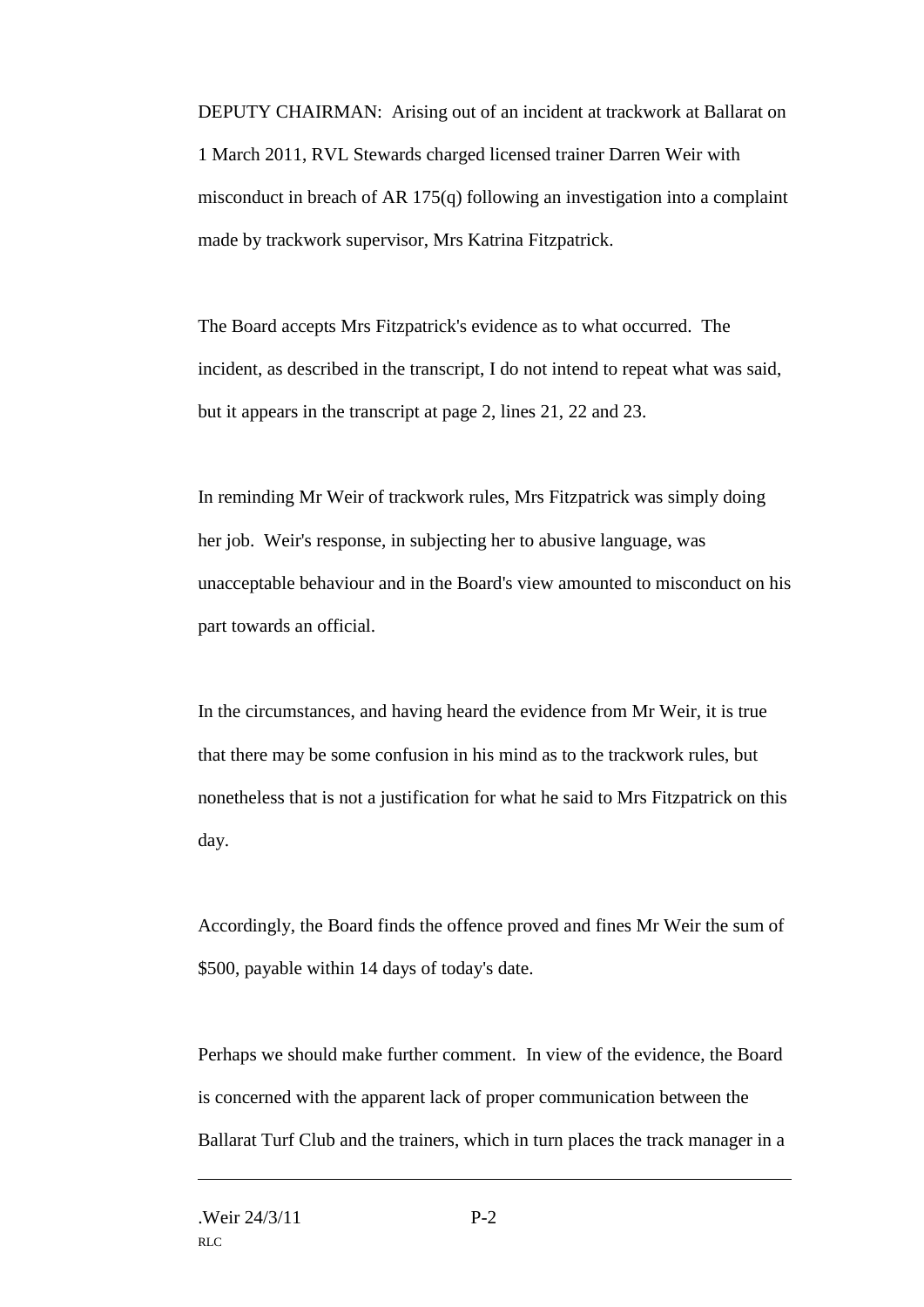DEPUTY CHAIRMAN: Arising out of an incident at trackwork at Ballarat on 1 March 2011, RVL Stewards charged licensed trainer Darren Weir with misconduct in breach of AR 175(q) following an investigation into a complaint made by trackwork supervisor, Mrs Katrina Fitzpatrick.

The Board accepts Mrs Fitzpatrick's evidence as to what occurred. The incident, as described in the transcript, I do not intend to repeat what was said, but it appears in the transcript at page 2, lines 21, 22 and 23.

In reminding Mr Weir of trackwork rules, Mrs Fitzpatrick was simply doing her job. Weir's response, in subjecting her to abusive language, was unacceptable behaviour and in the Board's view amounted to misconduct on his part towards an official.

In the circumstances, and having heard the evidence from Mr Weir, it is true that there may be some confusion in his mind as to the trackwork rules, but nonetheless that is not a justification for what he said to Mrs Fitzpatrick on this day.

Accordingly, the Board finds the offence proved and fines Mr Weir the sum of $500, payable within 14 days of today's date.

Perhaps we should make further comment. In view of the evidence, the Board is concerned with the apparent lack of proper communication between the Ballarat Turf Club and the trainers, which in turn places the track manager in a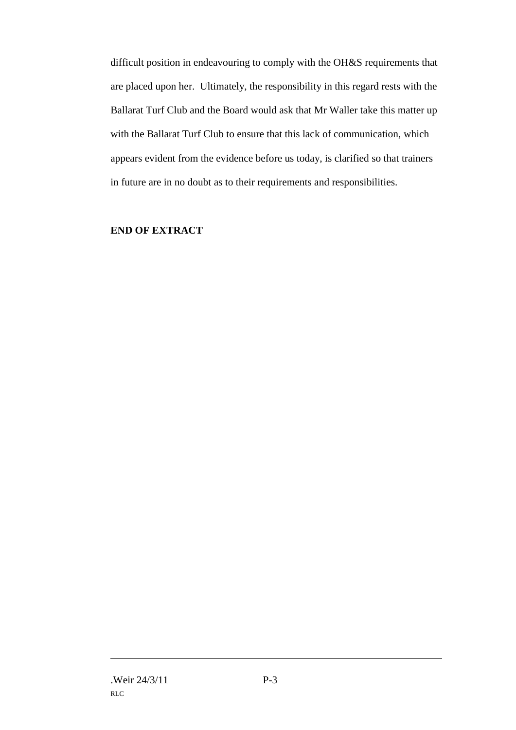difficult position in endeavouring to comply with the OH&S requirements that are placed upon her. Ultimately, the responsibility in this regard rests with the Ballarat Turf Club and the Board would ask that Mr Waller take this matter up with the Ballarat Turf Club to ensure that this lack of communication, which appears evident from the evidence before us today, is clarified so that trainers in future are in no doubt as to their requirements and responsibilities.

**END OF EXTRACT**